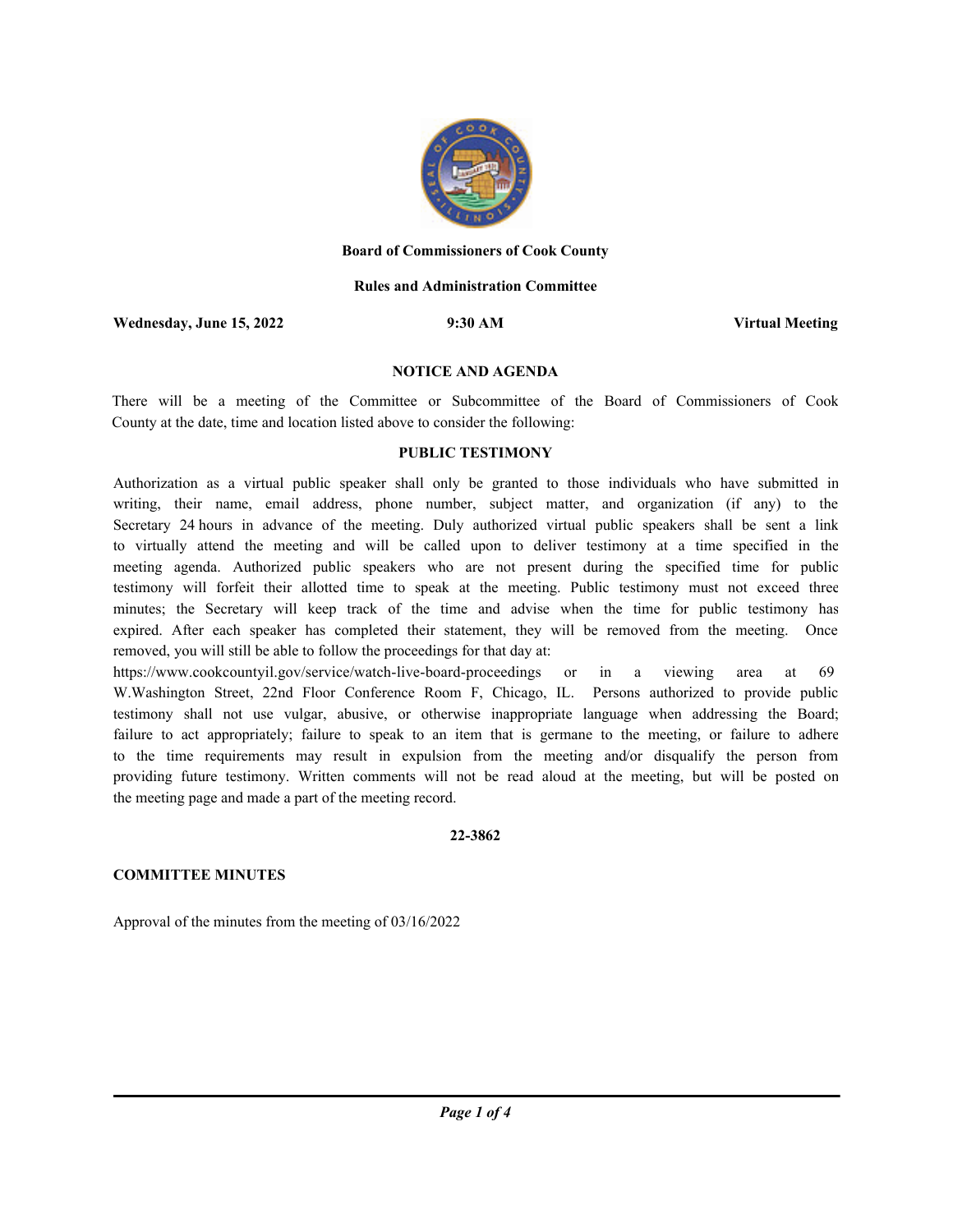**Board of Commissioners of Cook County**

**Rules and Administration Committee**

**Wednesday, June 15, 2022** | **9:30 AM** | **Virtual Meeting**

**NOTICE AND AGENDA**

There will be a meeting of the Committee or Subcommittee of the Board of Commissioners of Cook County at the date, time and location listed above to consider the following:

**PUBLIC TESTIMONY**

Authorization as a virtual public speaker shall only be granted to those individuals who have submitted in writing, their name, email address, phone number, subject matter, and organization (if any) to the Secretary 24 hours in advance of the meeting. Duly authorized virtual public speakers shall be sent a link to virtually attend the meeting and will be called upon to deliver testimony at a time specified in the meeting agenda. Authorized public speakers who are not present during the specified time for public testimony will forfeit their allotted time to speak at the meeting. Public testimony must not exceed three minutes; the Secretary will keep track of the time and advise when the time for public testimony has expired. After each speaker has completed their statement, they will be removed from the meeting. Once removed, you will still be able to follow the proceedings for that day at: https://www.cookcountyil.gov/service/watch-live-board-proceedings or in a viewing area at 69 W.Washington Street, 22nd Floor Conference Room F, Chicago, IL. Persons authorized to provide public testimony shall not use vulgar, abusive, or otherwise inappropriate language when addressing the Board; failure to act appropriately; failure to speak to an item that is germane to the meeting, or failure to adhere to the time requirements may result in expulsion from the meeting and/or disqualify the person from providing future testimony. Written comments will not be read aloud at the meeting, but will be posted on the meeting page and made a part of the meeting record.

**22-3862**

**COMMITTEE MINUTES**

Approval of the minutes from the meeting of 03/16/2022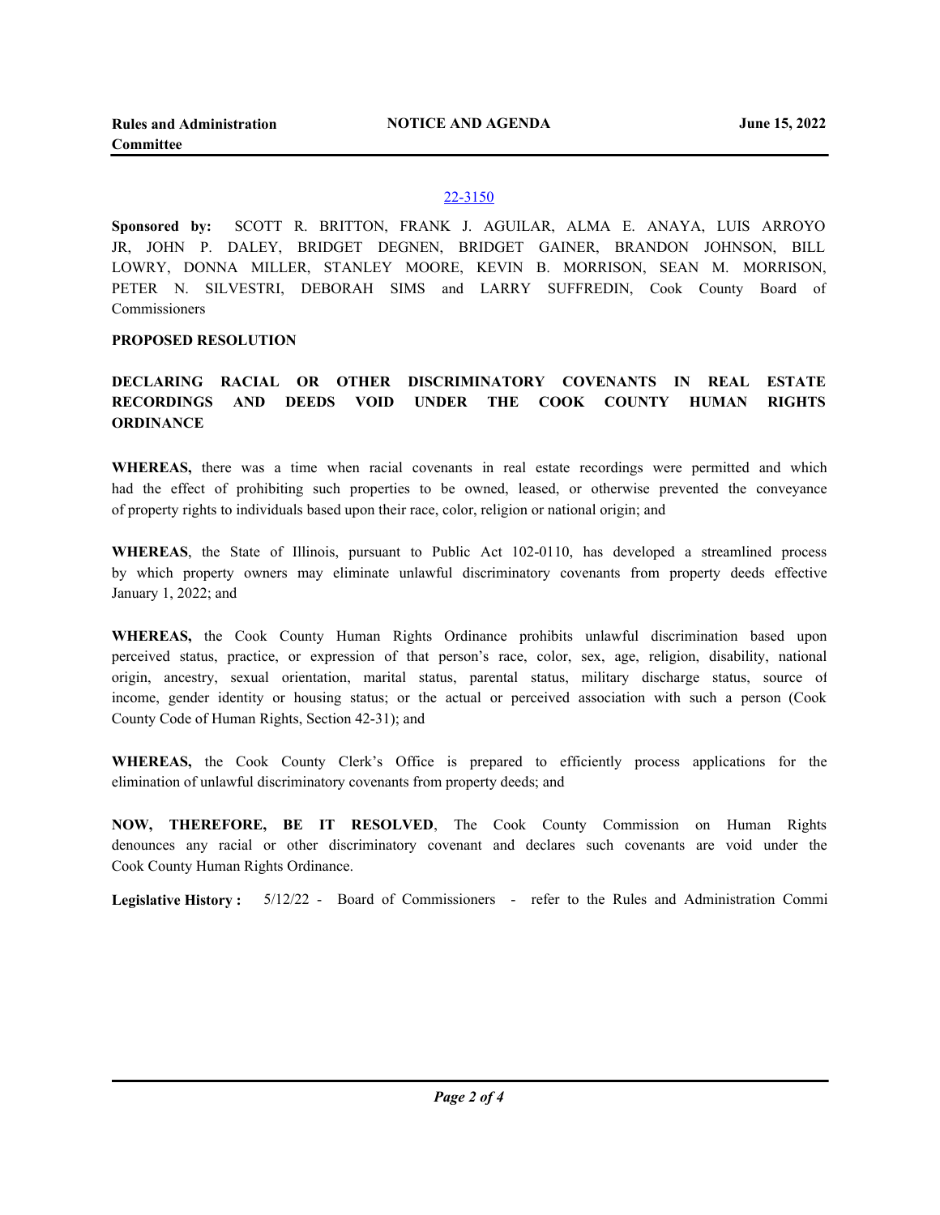22-3150

**Sponsored by:** SCOTT R. BRITTON, FRANK J. AGUILAR, ALMA E. ANAYA, LUIS ARROYO JR, JOHN P. DALEY, BRIDGET DEGNEN, BRIDGET GAINER, BRANDON JOHNSON, BILL LOWRY, DONNA MILLER, STANLEY MOORE, KEVIN B. MORRISON, SEAN M. MORRISON, PETER N. SILVESTRI, DEBORAH SIMS and LARRY SUFFREDIN, Cook County Board of Commissioners

**PROPOSED RESOLUTION**

**DECLARING RACIAL OR OTHER DISCRIMINATORY COVENANTS IN REAL ESTATE RECORDINGS AND DEEDS VOID UNDER THE COOK COUNTY HUMAN RIGHTS ORDINANCE**

**WHEREAS,** there was a time when racial covenants in real estate recordings were permitted and which had the effect of prohibiting such properties to be owned, leased, or otherwise prevented the conveyance of property rights to individuals based upon their race, color, religion or national origin; and

**WHEREAS**, the State of Illinois, pursuant to Public Act 102-0110, has developed a streamlined process by which property owners may eliminate unlawful discriminatory covenants from property deeds effective January 1, 2022; and

**WHEREAS,** the Cook County Human Rights Ordinance prohibits unlawful discrimination based upon perceived status, practice, or expression of that person's race, color, sex, age, religion, disability, national origin, ancestry, sexual orientation, marital status, parental status, military discharge status, source of income, gender identity or housing status; or the actual or perceived association with such a person (Cook County Code of Human Rights, Section 42-31); and

**WHEREAS,** the Cook County Clerk's Office is prepared to efficiently process applications for the elimination of unlawful discriminatory covenants from property deeds; and

**NOW, THEREFORE, BE IT RESOLVED**, The Cook County Commission on Human Rights denounces any racial or other discriminatory covenant and declares such covenants are void under the Cook County Human Rights Ordinance.

**Legislative History :** 5/12/22 - Board of Commissioners - refer to the Rules and Administration Commi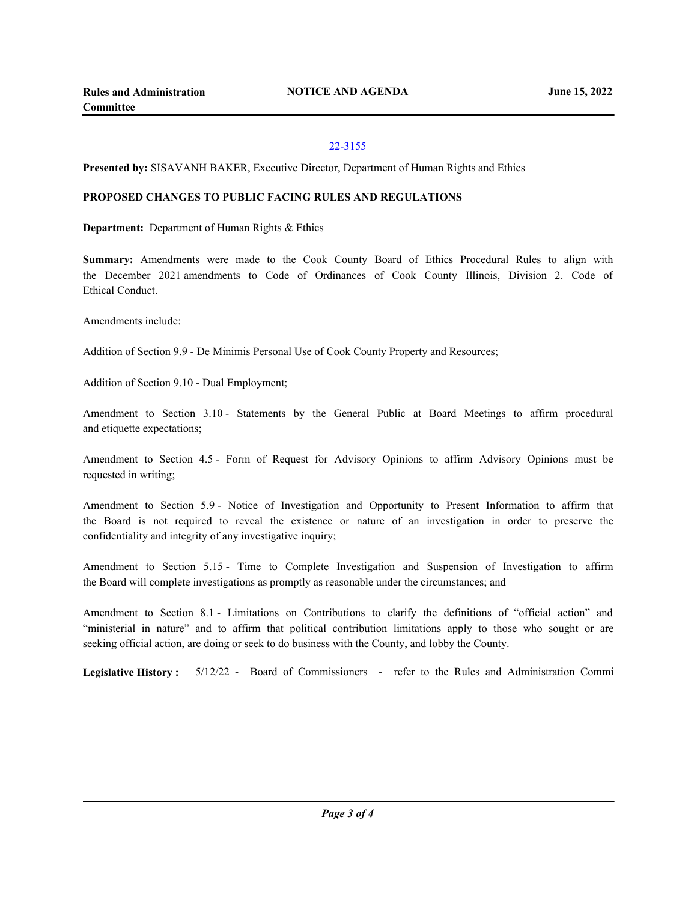[22-3155](22-3155)

**Presented by:** SISAVANH BAKER, Executive Director, Department of Human Rights and Ethics

**PROPOSED CHANGES TO PUBLIC FACING RULES AND REGULATIONS**

**Department:** Department of Human Rights & Ethics

**Summary:** Amendments were made to the Cook County Board of Ethics Procedural Rules to align with the December 2021 amendments to Code of Ordinances of Cook County Illinois, Division 2. Code of Ethical Conduct.

Amendments include:

Addition of Section 9.9 - De Minimis Personal Use of Cook County Property and Resources;

Addition of Section 9.10 - Dual Employment;

Amendment to Section 3.10 - Statements by the General Public at Board Meetings to affirm procedural and etiquette expectations;

Amendment to Section 4.5 - Form of Request for Advisory Opinions to affirm Advisory Opinions must be requested in writing;

Amendment to Section 5.9 - Notice of Investigation and Opportunity to Present Information to affirm that the Board is not required to reveal the existence or nature of an investigation in order to preserve the confidentiality and integrity of any investigative inquiry;

Amendment to Section 5.15 - Time to Complete Investigation and Suspension of Investigation to affirm the Board will complete investigations as promptly as reasonable under the circumstances; and

Amendment to Section 8.1 - Limitations on Contributions to clarify the definitions of "official action" and "ministerial in nature" and to affirm that political contribution limitations apply to those who sought or are seeking official action, are doing or seek to do business with the County, and lobby the County.

**Legislative History :** 5/12/22 - Board of Commissioners - refer to the Rules and Administration Commi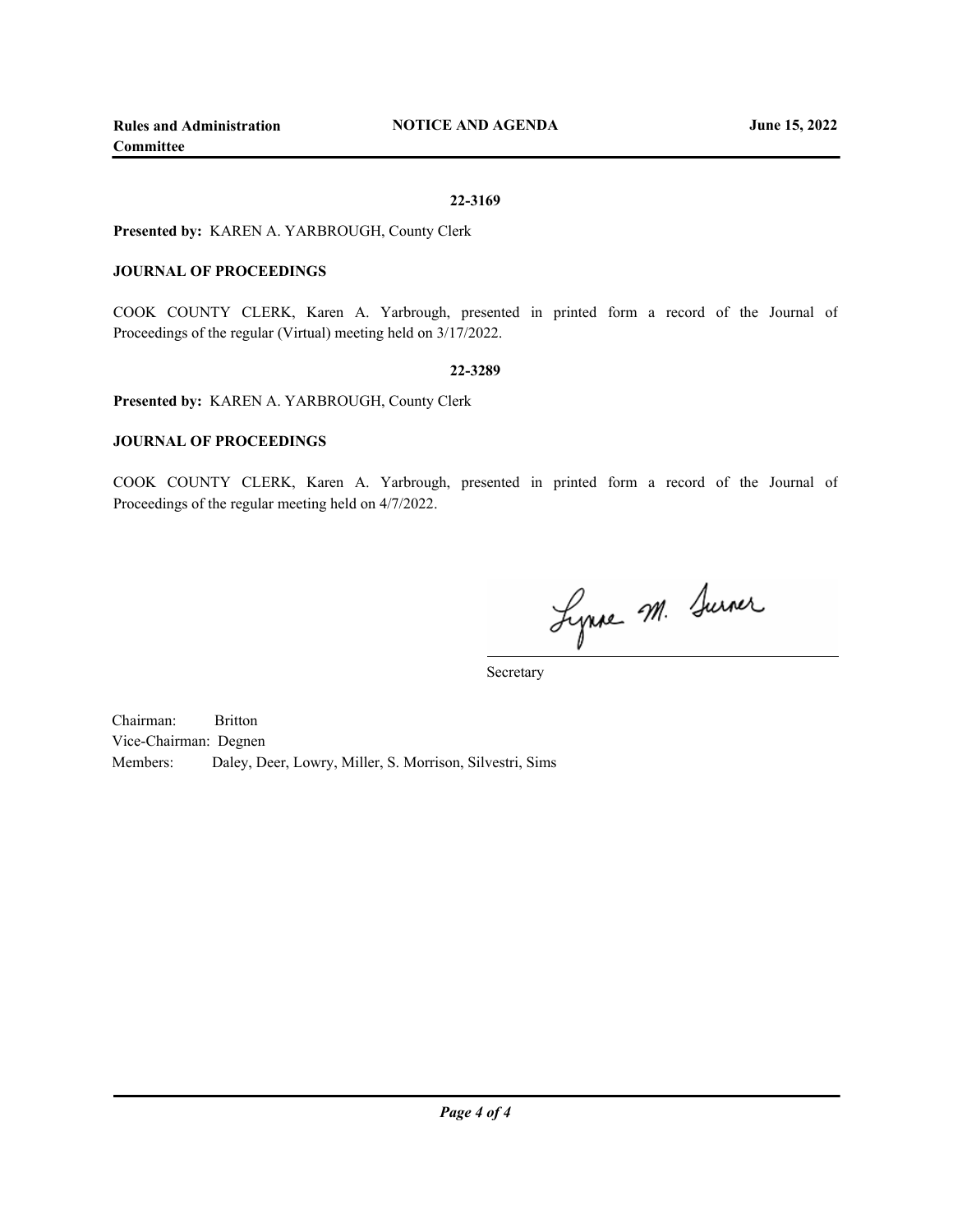**22-3169**

**Presented by:** KAREN A. YARBROUGH, County Clerk

**JOURNAL OF PROCEEDINGS**

COOK COUNTY CLERK, Karen A. Yarbrough, presented in printed form a record of the Journal of Proceedings of the regular (Virtual) meeting held on 3/17/2022.

**22-3289**

**Presented by:** KAREN A. YARBROUGH, County Clerk

**JOURNAL OF PROCEEDINGS**

COOK COUNTY CLERK, Karen A. Yarbrough, presented in printed form a record of the Journal of Proceedings of the regular meeting held on 4/7/2022.

Lynne M. Turner

Secretary

Chairman: Britton
Vice-Chairman: Degnen
Members: Daley, Deer, Lowry, Miller, S. Morrison, Silvestri, Sims